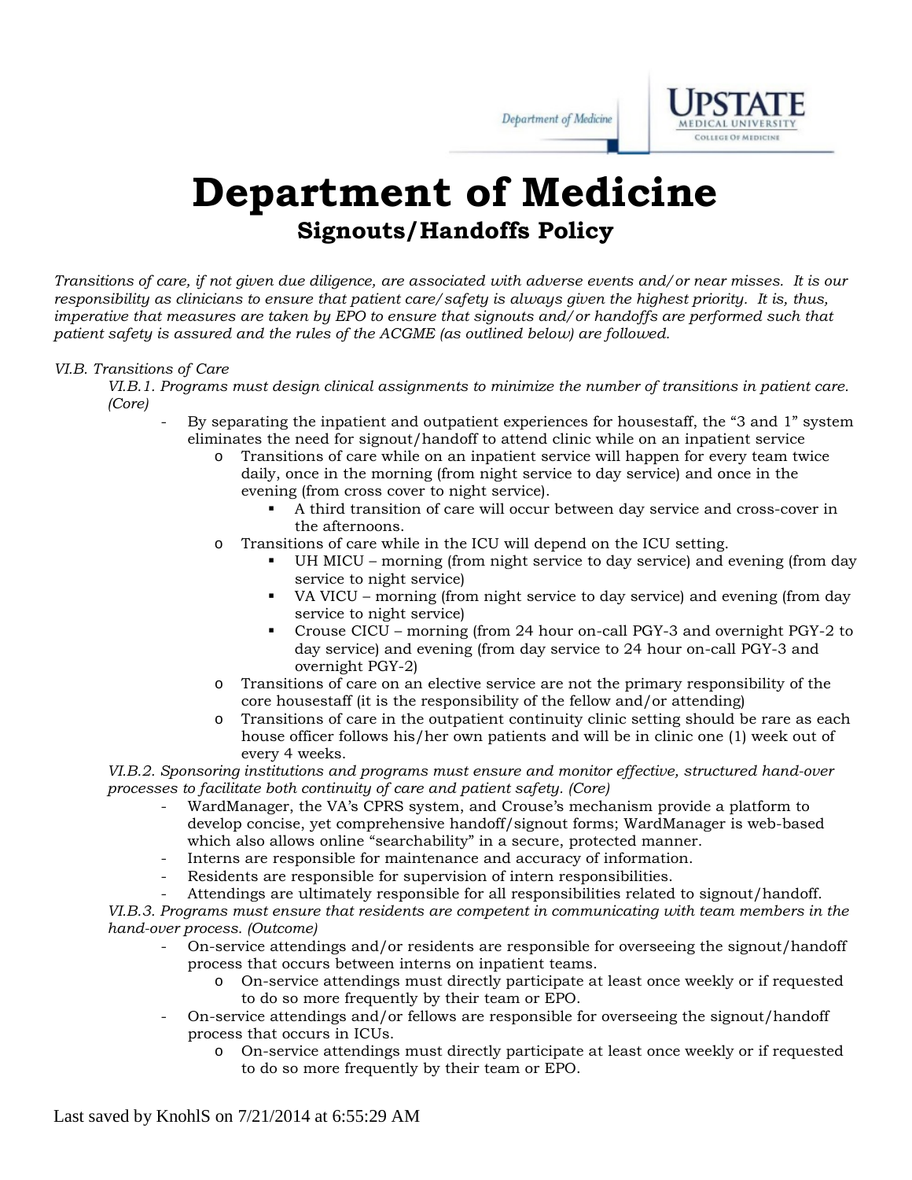# Department of Medicine

## Signouts/Handoffs Policy

*Transitions of care, if not given due diligence, are associated with adverse events and/or near misses. It is our responsibility as clinicians to ensure that patient care/safety is always given the highest priority. It is, thus, imperative that measures are taken by EPO to ensure that signouts and/or handoffs are performed such that patient safety is assured and the rules of the ACGME (as outlined below) are followed.*

*VI.B. Transitions of Care*

*VI.B.1. Programs must design clinical assignments to minimize the number of transitions in patient care. (Core)*

- By separating the inpatient and outpatient experiences for housestaff, the “3 and 1” system eliminates the need for signout/handoff to attend clinic while on an inpatient service
  - Transitions of care while on an inpatient service will happen for every team twice daily, once in the morning (from night service to day service) and once in the evening (from cross cover to night service).
    - A third transition of care will occur between day service and cross-cover in the afternoons.
  - Transitions of care while in the ICU will depend on the ICU setting.
    - UH MICU – morning (from night service to day service) and evening (from day service to night service)
    - VA VICU – morning (from night service to day service) and evening (from day service to night service)
    - Crouse CICU – morning (from 24 hour on-call PGY-3 and overnight PGY-2 to day service) and evening (from day service to 24 hour on-call PGY-3 and overnight PGY-2)
  - Transitions of care on an elective service are not the primary responsibility of the core housestaff (it is the responsibility of the fellow and/or attending)
  - Transitions of care in the outpatient continuity clinic setting should be rare as each house officer follows his/her own patients and will be in clinic one (1) week out of every 4 weeks.

*VI.B.2. Sponsoring institutions and programs must ensure and monitor effective, structured hand-over processes to facilitate both continuity of care and patient safety. (Core)*

- WardManager, the VA’s CPRS system, and Crouse’s mechanism provide a platform to develop concise, yet comprehensive handoff/signout forms; WardManager is web-based which also allows online “searchability” in a secure, protected manner.
- Interns are responsible for maintenance and accuracy of information.
- Residents are responsible for supervision of intern responsibilities.
- Attendings are ultimately responsible for all responsibilities related to signout/handoff.

*VI.B.3. Programs must ensure that residents are competent in communicating with team members in the hand-over process. (Outcome)*

- On-service attendings and/or residents are responsible for overseeing the signout/handoff process that occurs between interns on inpatient teams.
  - On-service attendings must directly participate at least once weekly or if requested to do so more frequently by their team or EPO.
- On-service attendings and/or fellows are responsible for overseeing the signout/handoff process that occurs in ICUs.
  - On-service attendings must directly participate at least once weekly or if requested to do so more frequently by their team or EPO.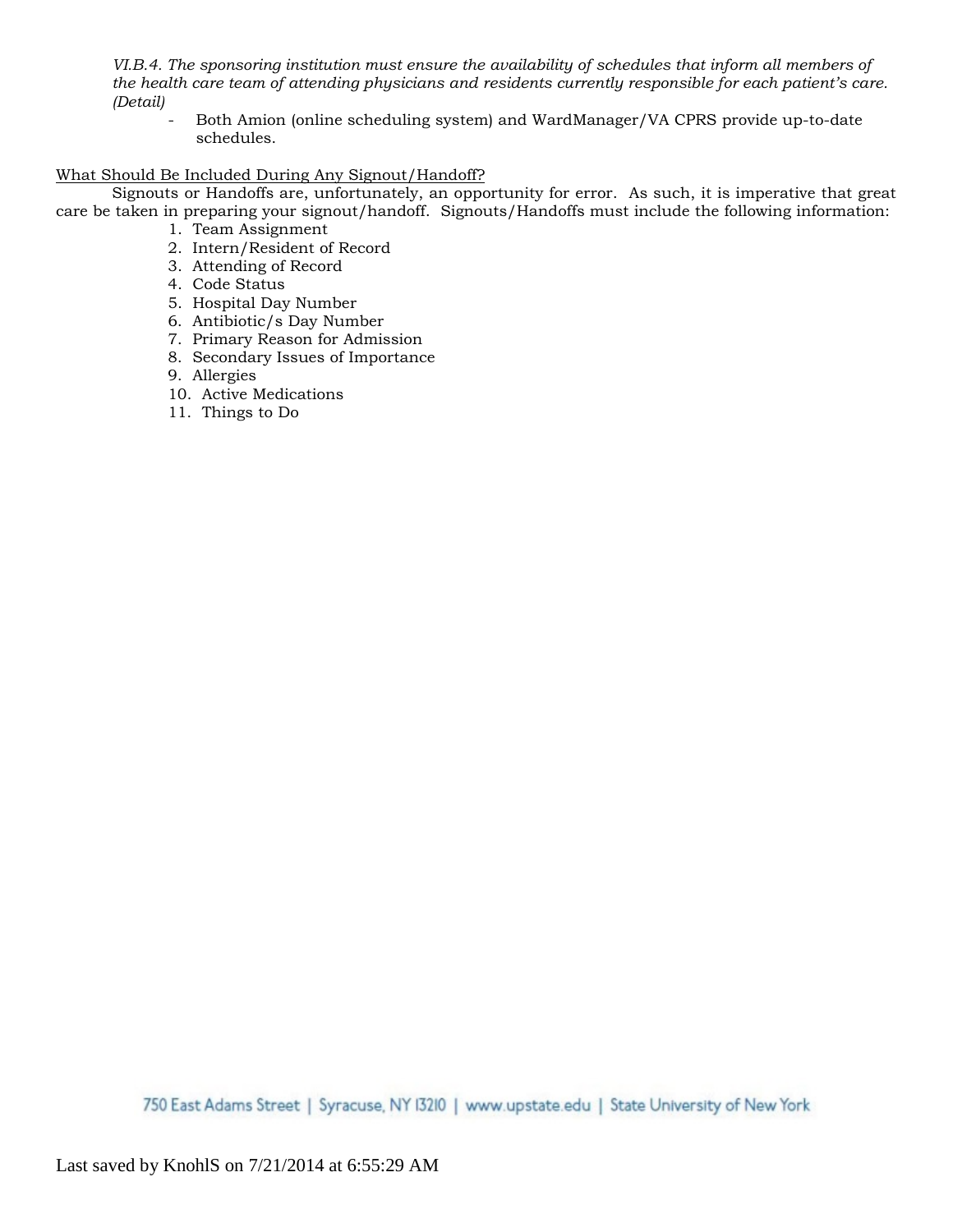*VI.B.4. The sponsoring institution must ensure the availability of schedules that inform all members of the health care team of attending physicians and residents currently responsible for each patient's care. (Detail)*

- Both Amion (online scheduling system) and WardManager/VA CPRS provide up-to-date schedules.

<u>What Should Be Included During Any Signout/Handoff?</u>

Signouts or Handoffs are, unfortunately, an opportunity for error. As such, it is imperative that great care be taken in preparing your signout/handoff. Signouts/Handoffs must include the following information:

1. Team Assignment
2. Intern/Resident of Record
3. Attending of Record
4. Code Status
5. Hospital Day Number
6. Antibiotic/s Day Number
7. Primary Reason for Admission
8. Secondary Issues of Importance
9. Allergies
10. Active Medications
11. Things to Do

750 East Adams Street | Syracuse, NY 13210 | www.upstate.edu | State University of New York

Last saved by KnohlS on 7/21/2014 at 6:55:29 AM